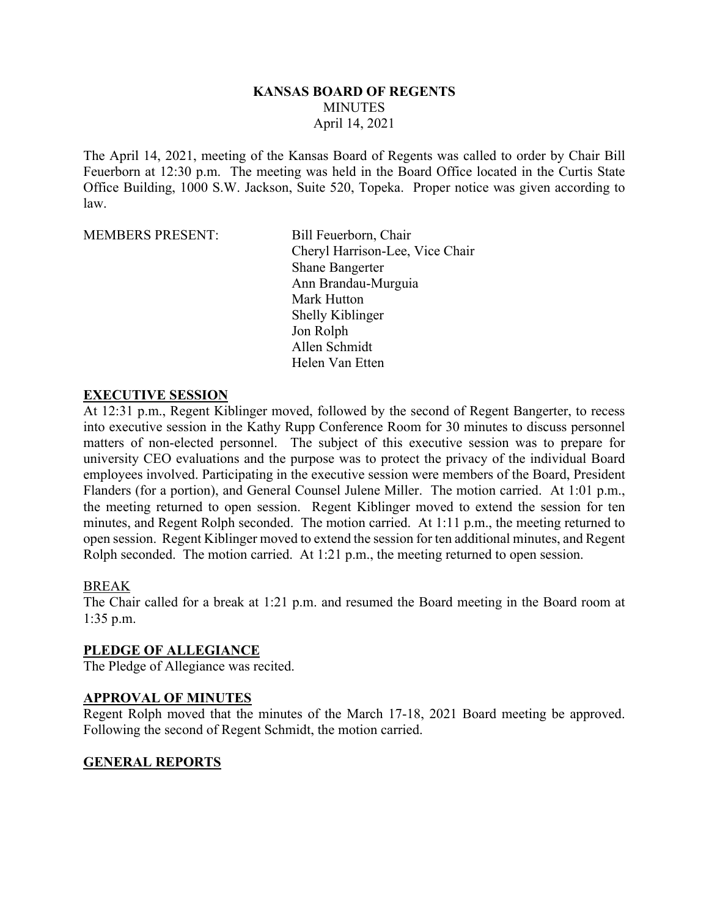# KANSAS BOARD OF REGENTS

MINUTES

April 14, 2021

The April 14, 2021, meeting of the Kansas Board of Regents was called to order by Chair Bill Feuerborn at 12:30 p.m. The meeting was held in the Board Office located in the Curtis State Office Building, 1000 S.W. Jackson, Suite 520, Topeka. Proper notice was given according to law.

MEMBERS PRESENT:

Bill Feuerborn, Chair
Cheryl Harrison-Lee, Vice Chair
Shane Bangerter
Ann Brandau-Murguia
Mark Hutton
Shelly Kiblinger
Jon Rolph
Allen Schmidt
Helen Van Etten

## EXECUTIVE SESSION

At 12:31 p.m., Regent Kiblinger moved, followed by the second of Regent Bangerter, to recess into executive session in the Kathy Rupp Conference Room for 30 minutes to discuss personnel matters of non-elected personnel. The subject of this executive session was to prepare for university CEO evaluations and the purpose was to protect the privacy of the individual Board employees involved. Participating in the executive session were members of the Board, President Flanders (for a portion), and General Counsel Julene Miller. The motion carried. At 1:01 p.m., the meeting returned to open session. Regent Kiblinger moved to extend the session for ten minutes, and Regent Rolph seconded. The motion carried. At 1:11 p.m., the meeting returned to open session. Regent Kiblinger moved to extend the session for ten additional minutes, and Regent Rolph seconded. The motion carried. At 1:21 p.m., the meeting returned to open session.

### BREAK

The Chair called for a break at 1:21 p.m. and resumed the Board meeting in the Board room at 1:35 p.m.

## PLEDGE OF ALLEGIANCE

The Pledge of Allegiance was recited.

## APPROVAL OF MINUTES

Regent Rolph moved that the minutes of the March 17-18, 2021 Board meeting be approved. Following the second of Regent Schmidt, the motion carried.

## GENERAL REPORTS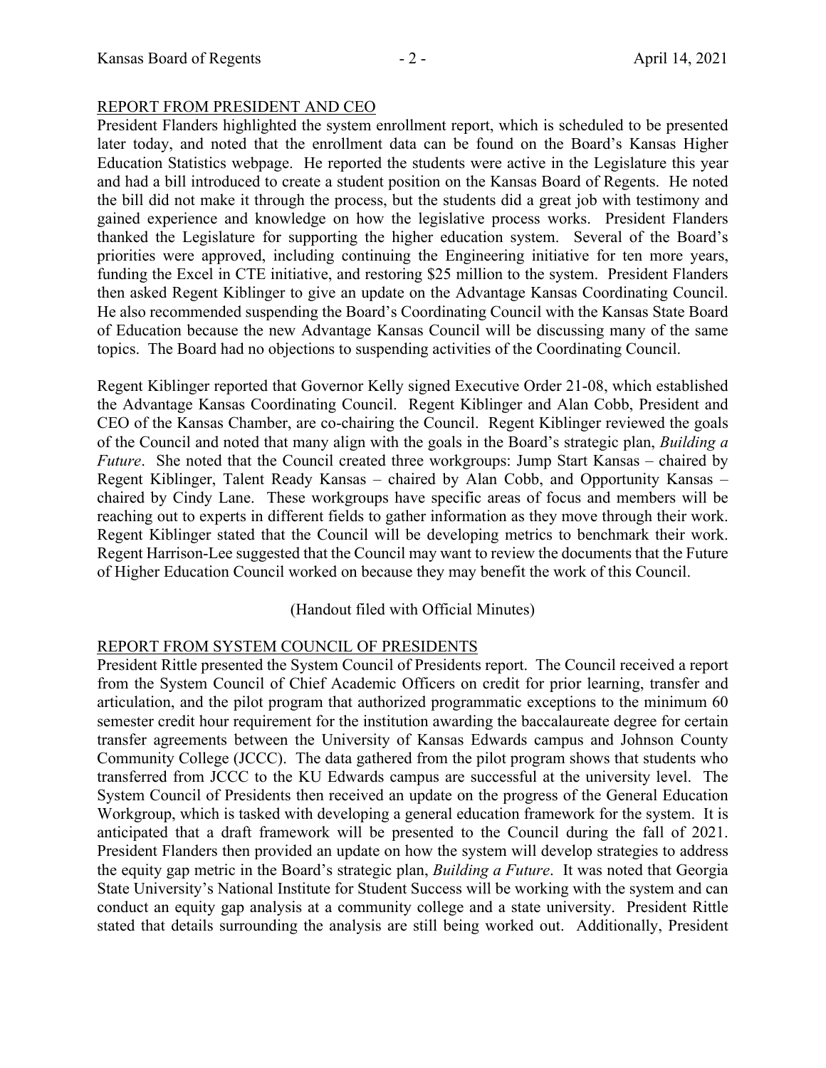## REPORT FROM PRESIDENT AND CEO

President Flanders highlighted the system enrollment report, which is scheduled to be presented later today, and noted that the enrollment data can be found on the Board's Kansas Higher Education Statistics webpage. He reported the students were active in the Legislature this year and had a bill introduced to create a student position on the Kansas Board of Regents. He noted the bill did not make it through the process, but the students did a great job with testimony and gained experience and knowledge on how the legislative process works. President Flanders thanked the Legislature for supporting the higher education system. Several of the Board's priorities were approved, including continuing the Engineering initiative for ten more years, funding the Excel in CTE initiative, and restoring $25 million to the system. President Flanders then asked Regent Kiblinger to give an update on the Advantage Kansas Coordinating Council. He also recommended suspending the Board's Coordinating Council with the Kansas State Board of Education because the new Advantage Kansas Council will be discussing many of the same topics. The Board had no objections to suspending activities of the Coordinating Council.

Regent Kiblinger reported that Governor Kelly signed Executive Order 21-08, which established the Advantage Kansas Coordinating Council. Regent Kiblinger and Alan Cobb, President and CEO of the Kansas Chamber, are co-chairing the Council. Regent Kiblinger reviewed the goals of the Council and noted that many align with the goals in the Board's strategic plan, *Building a Future*. She noted that the Council created three workgroups: Jump Start Kansas – chaired by Regent Kiblinger, Talent Ready Kansas – chaired by Alan Cobb, and Opportunity Kansas – chaired by Cindy Lane. These workgroups have specific areas of focus and members will be reaching out to experts in different fields to gather information as they move through their work. Regent Kiblinger stated that the Council will be developing metrics to benchmark their work. Regent Harrison-Lee suggested that the Council may want to review the documents that the Future of Higher Education Council worked on because they may benefit the work of this Council.

(Handout filed with Official Minutes)

## REPORT FROM SYSTEM COUNCIL OF PRESIDENTS

President Rittle presented the System Council of Presidents report. The Council received a report from the System Council of Chief Academic Officers on credit for prior learning, transfer and articulation, and the pilot program that authorized programmatic exceptions to the minimum 60 semester credit hour requirement for the institution awarding the baccalaureate degree for certain transfer agreements between the University of Kansas Edwards campus and Johnson County Community College (JCCC). The data gathered from the pilot program shows that students who transferred from JCCC to the KU Edwards campus are successful at the university level. The System Council of Presidents then received an update on the progress of the General Education Workgroup, which is tasked with developing a general education framework for the system. It is anticipated that a draft framework will be presented to the Council during the fall of 2021. President Flanders then provided an update on how the system will develop strategies to address the equity gap metric in the Board's strategic plan, *Building a Future*. It was noted that Georgia State University's National Institute for Student Success will be working with the system and can conduct an equity gap analysis at a community college and a state university. President Rittle stated that details surrounding the analysis are still being worked out. Additionally, President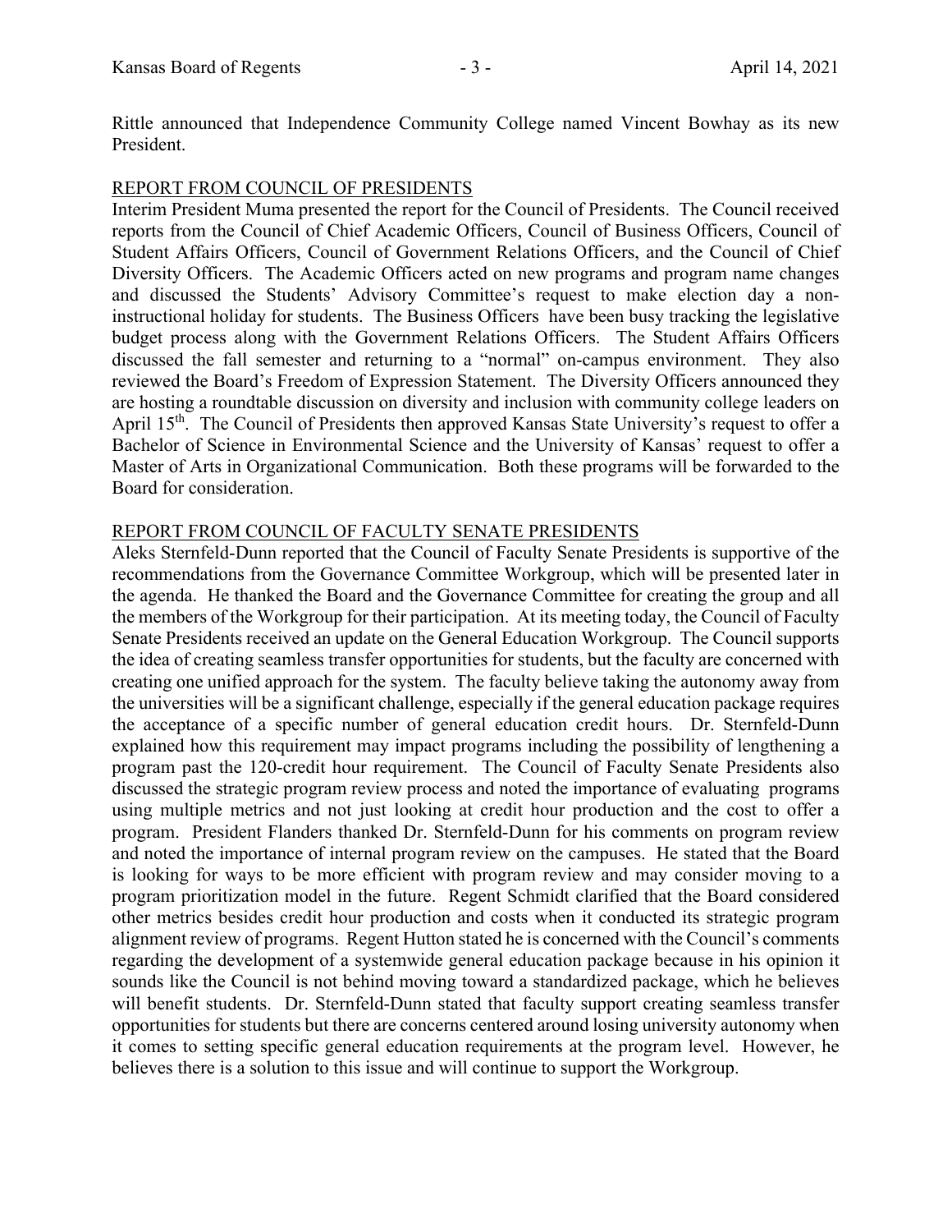Rittle announced that Independence Community College named Vincent Bowhay as its new President.

REPORT FROM COUNCIL OF PRESIDENTS

Interim President Muma presented the report for the Council of Presidents. The Council received reports from the Council of Chief Academic Officers, Council of Business Officers, Council of Student Affairs Officers, Council of Government Relations Officers, and the Council of Chief Diversity Officers. The Academic Officers acted on new programs and program name changes and discussed the Students' Advisory Committee's request to make election day a non-instructional holiday for students. The Business Officers have been busy tracking the legislative budget process along with the Government Relations Officers. The Student Affairs Officers discussed the fall semester and returning to a "normal" on-campus environment. They also reviewed the Board's Freedom of Expression Statement. The Diversity Officers announced they are hosting a roundtable discussion on diversity and inclusion with community college leaders on April 15th. The Council of Presidents then approved Kansas State University's request to offer a Bachelor of Science in Environmental Science and the University of Kansas' request to offer a Master of Arts in Organizational Communication. Both these programs will be forwarded to the Board for consideration.

REPORT FROM COUNCIL OF FACULTY SENATE PRESIDENTS

Aleks Sternfeld-Dunn reported that the Council of Faculty Senate Presidents is supportive of the recommendations from the Governance Committee Workgroup, which will be presented later in the agenda. He thanked the Board and the Governance Committee for creating the group and all the members of the Workgroup for their participation. At its meeting today, the Council of Faculty Senate Presidents received an update on the General Education Workgroup. The Council supports the idea of creating seamless transfer opportunities for students, but the faculty are concerned with creating one unified approach for the system. The faculty believe taking the autonomy away from the universities will be a significant challenge, especially if the general education package requires the acceptance of a specific number of general education credit hours. Dr. Sternfeld-Dunn explained how this requirement may impact programs including the possibility of lengthening a program past the 120-credit hour requirement. The Council of Faculty Senate Presidents also discussed the strategic program review process and noted the importance of evaluating programs using multiple metrics and not just looking at credit hour production and the cost to offer a program. President Flanders thanked Dr. Sternfeld-Dunn for his comments on program review and noted the importance of internal program review on the campuses. He stated that the Board is looking for ways to be more efficient with program review and may consider moving to a program prioritization model in the future. Regent Schmidt clarified that the Board considered other metrics besides credit hour production and costs when it conducted its strategic program alignment review of programs. Regent Hutton stated he is concerned with the Council's comments regarding the development of a systemwide general education package because in his opinion it sounds like the Council is not behind moving toward a standardized package, which he believes will benefit students. Dr. Sternfeld-Dunn stated that faculty support creating seamless transfer opportunities for students but there are concerns centered around losing university autonomy when it comes to setting specific general education requirements at the program level. However, he believes there is a solution to this issue and will continue to support the Workgroup.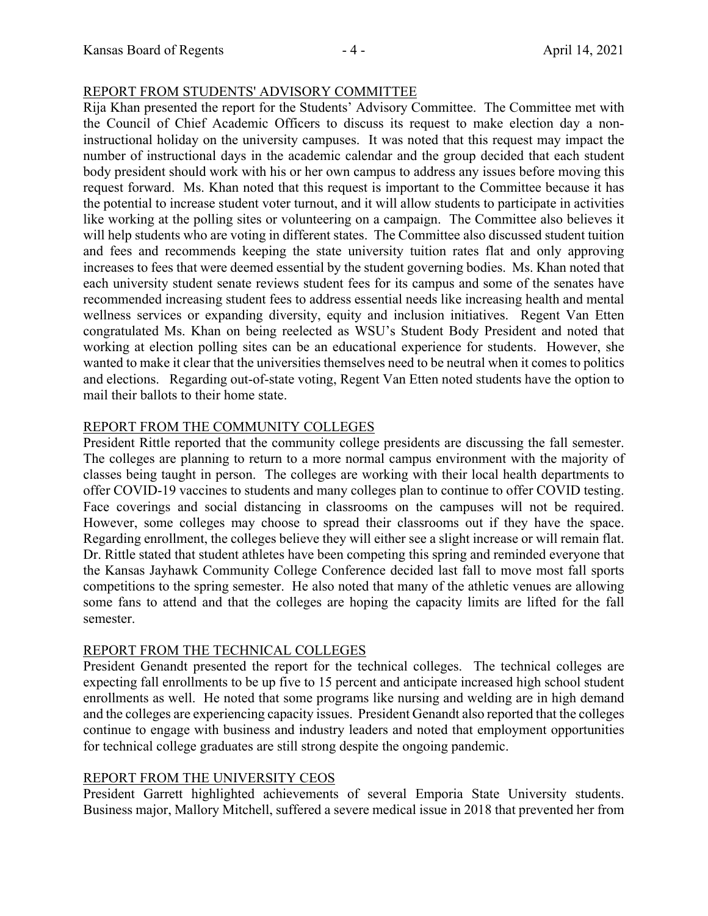## REPORT FROM STUDENTS' ADVISORY COMMITTEE

Rija Khan presented the report for the Students' Advisory Committee. The Committee met with the Council of Chief Academic Officers to discuss its request to make election day a non-instructional holiday on the university campuses. It was noted that this request may impact the number of instructional days in the academic calendar and the group decided that each student body president should work with his or her own campus to address any issues before moving this request forward. Ms. Khan noted that this request is important to the Committee because it has the potential to increase student voter turnout, and it will allow students to participate in activities like working at the polling sites or volunteering on a campaign. The Committee also believes it will help students who are voting in different states. The Committee also discussed student tuition and fees and recommends keeping the state university tuition rates flat and only approving increases to fees that were deemed essential by the student governing bodies. Ms. Khan noted that each university student senate reviews student fees for its campus and some of the senates have recommended increasing student fees to address essential needs like increasing health and mental wellness services or expanding diversity, equity and inclusion initiatives. Regent Van Etten congratulated Ms. Khan on being reelected as WSU's Student Body President and noted that working at election polling sites can be an educational experience for students. However, she wanted to make it clear that the universities themselves need to be neutral when it comes to politics and elections. Regarding out-of-state voting, Regent Van Etten noted students have the option to mail their ballots to their home state.

## REPORT FROM THE COMMUNITY COLLEGES

President Rittle reported that the community college presidents are discussing the fall semester. The colleges are planning to return to a more normal campus environment with the majority of classes being taught in person. The colleges are working with their local health departments to offer COVID-19 vaccines to students and many colleges plan to continue to offer COVID testing. Face coverings and social distancing in classrooms on the campuses will not be required. However, some colleges may choose to spread their classrooms out if they have the space. Regarding enrollment, the colleges believe they will either see a slight increase or will remain flat. Dr. Rittle stated that student athletes have been competing this spring and reminded everyone that the Kansas Jayhawk Community College Conference decided last fall to move most fall sports competitions to the spring semester. He also noted that many of the athletic venues are allowing some fans to attend and that the colleges are hoping the capacity limits are lifted for the fall semester.

## REPORT FROM THE TECHNICAL COLLEGES

President Genandt presented the report for the technical colleges. The technical colleges are expecting fall enrollments to be up five to 15 percent and anticipate increased high school student enrollments as well. He noted that some programs like nursing and welding are in high demand and the colleges are experiencing capacity issues. President Genandt also reported that the colleges continue to engage with business and industry leaders and noted that employment opportunities for technical college graduates are still strong despite the ongoing pandemic.

## REPORT FROM THE UNIVERSITY CEOS

President Garrett highlighted achievements of several Emporia State University students. Business major, Mallory Mitchell, suffered a severe medical issue in 2018 that prevented her from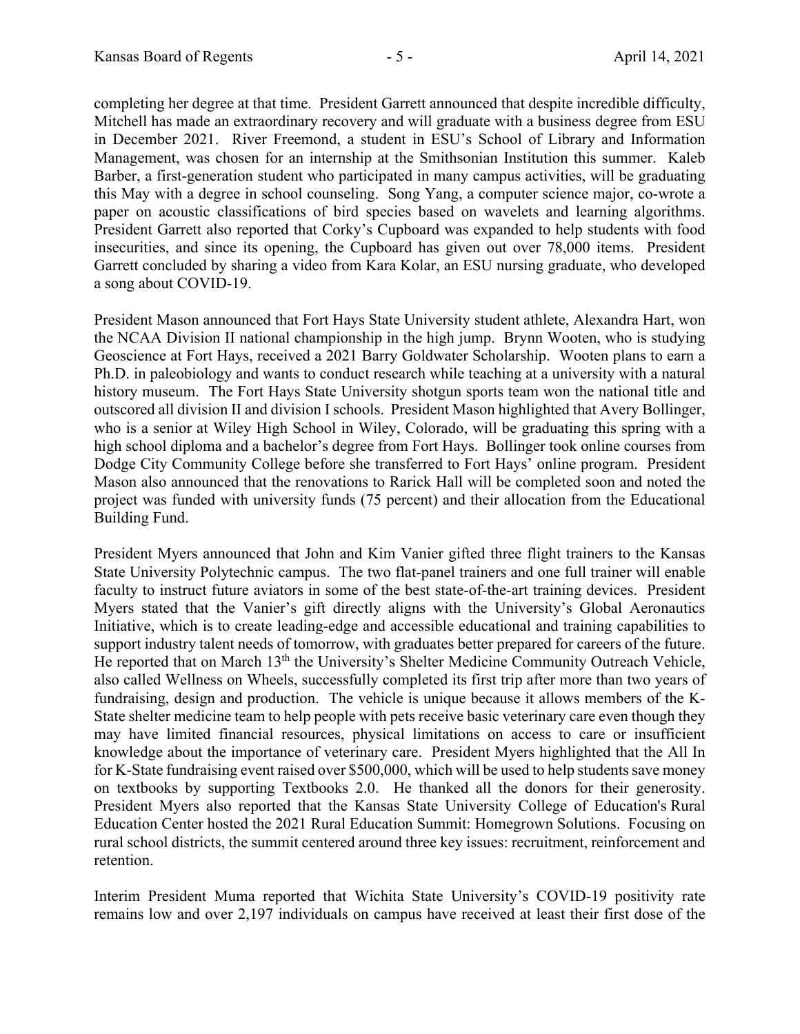completing her degree at that time. President Garrett announced that despite incredible difficulty, Mitchell has made an extraordinary recovery and will graduate with a business degree from ESU in December 2021. River Freemond, a student in ESU's School of Library and Information Management, was chosen for an internship at the Smithsonian Institution this summer. Kaleb Barber, a first-generation student who participated in many campus activities, will be graduating this May with a degree in school counseling. Song Yang, a computer science major, co-wrote a paper on acoustic classifications of bird species based on wavelets and learning algorithms. President Garrett also reported that Corky's Cupboard was expanded to help students with food insecurities, and since its opening, the Cupboard has given out over 78,000 items. President Garrett concluded by sharing a video from Kara Kolar, an ESU nursing graduate, who developed a song about COVID-19.

President Mason announced that Fort Hays State University student athlete, Alexandra Hart, won the NCAA Division II national championship in the high jump. Brynn Wooten, who is studying Geoscience at Fort Hays, received a 2021 Barry Goldwater Scholarship. Wooten plans to earn a Ph.D. in paleobiology and wants to conduct research while teaching at a university with a natural history museum. The Fort Hays State University shotgun sports team won the national title and outscored all division II and division I schools. President Mason highlighted that Avery Bollinger, who is a senior at Wiley High School in Wiley, Colorado, will be graduating this spring with a high school diploma and a bachelor's degree from Fort Hays. Bollinger took online courses from Dodge City Community College before she transferred to Fort Hays' online program. President Mason also announced that the renovations to Rarick Hall will be completed soon and noted the project was funded with university funds (75 percent) and their allocation from the Educational Building Fund.

President Myers announced that John and Kim Vanier gifted three flight trainers to the Kansas State University Polytechnic campus. The two flat-panel trainers and one full trainer will enable faculty to instruct future aviators in some of the best state-of-the-art training devices. President Myers stated that the Vanier's gift directly aligns with the University's Global Aeronautics Initiative, which is to create leading-edge and accessible educational and training capabilities to support industry talent needs of tomorrow, with graduates better prepared for careers of the future. He reported that on March 13th the University's Shelter Medicine Community Outreach Vehicle, also called Wellness on Wheels, successfully completed its first trip after more than two years of fundraising, design and production. The vehicle is unique because it allows members of the K-State shelter medicine team to help people with pets receive basic veterinary care even though they may have limited financial resources, physical limitations on access to care or insufficient knowledge about the importance of veterinary care. President Myers highlighted that the All In for K-State fundraising event raised over $500,000, which will be used to help students save money on textbooks by supporting Textbooks 2.0. He thanked all the donors for their generosity. President Myers also reported that the Kansas State University College of Education's Rural Education Center hosted the 2021 Rural Education Summit: Homegrown Solutions. Focusing on rural school districts, the summit centered around three key issues: recruitment, reinforcement and retention.

Interim President Muma reported that Wichita State University's COVID-19 positivity rate remains low and over 2,197 individuals on campus have received at least their first dose of the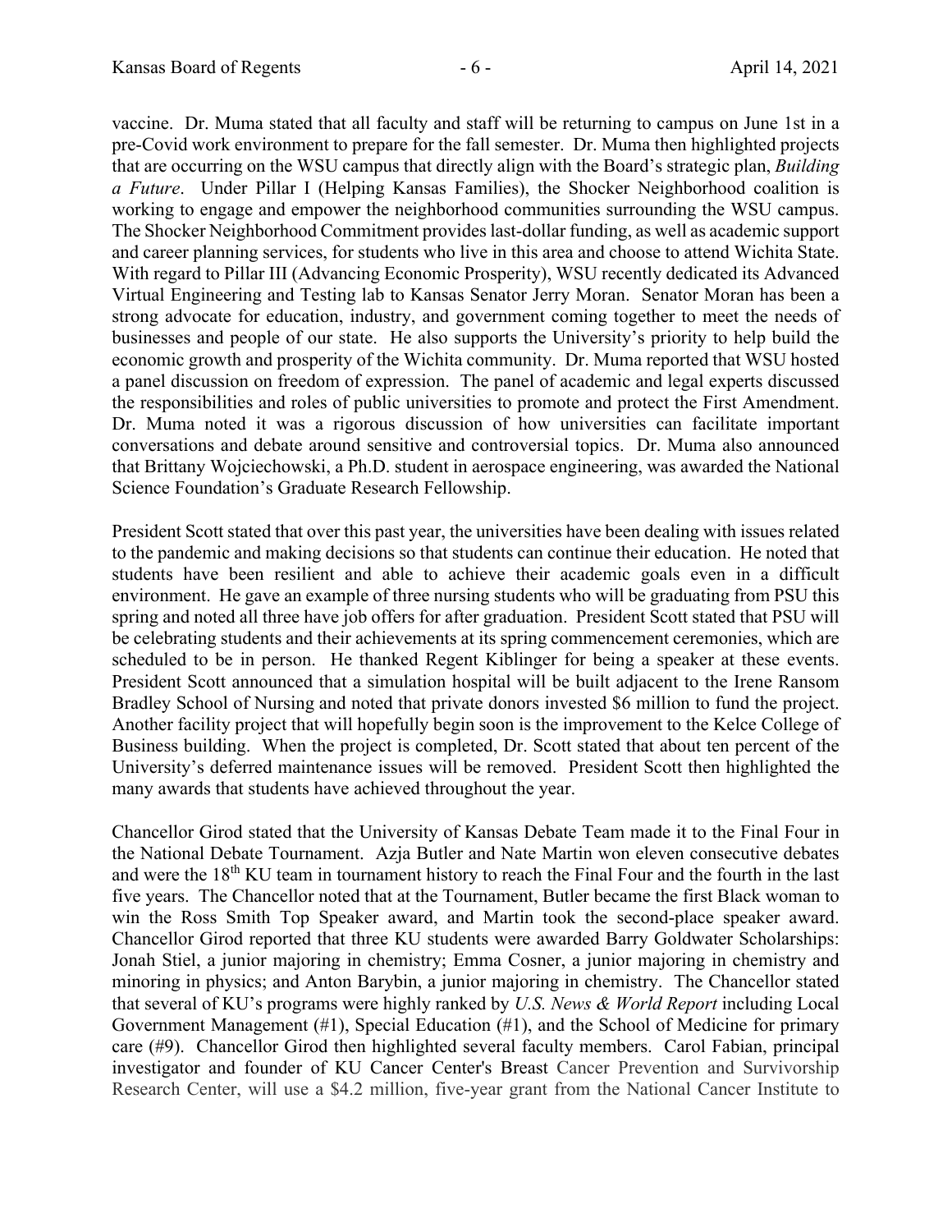vaccine. Dr. Muma stated that all faculty and staff will be returning to campus on June 1st in a pre-Covid work environment to prepare for the fall semester. Dr. Muma then highlighted projects that are occurring on the WSU campus that directly align with the Board's strategic plan, *Building a Future*. Under Pillar I (Helping Kansas Families), the Shocker Neighborhood coalition is working to engage and empower the neighborhood communities surrounding the WSU campus. The Shocker Neighborhood Commitment provides last-dollar funding, as well as academic support and career planning services, for students who live in this area and choose to attend Wichita State. With regard to Pillar III (Advancing Economic Prosperity), WSU recently dedicated its Advanced Virtual Engineering and Testing lab to Kansas Senator Jerry Moran. Senator Moran has been a strong advocate for education, industry, and government coming together to meet the needs of businesses and people of our state. He also supports the University's priority to help build the economic growth and prosperity of the Wichita community. Dr. Muma reported that WSU hosted a panel discussion on freedom of expression. The panel of academic and legal experts discussed the responsibilities and roles of public universities to promote and protect the First Amendment. Dr. Muma noted it was a rigorous discussion of how universities can facilitate important conversations and debate around sensitive and controversial topics. Dr. Muma also announced that Brittany Wojciechowski, a Ph.D. student in aerospace engineering, was awarded the National Science Foundation's Graduate Research Fellowship.

President Scott stated that over this past year, the universities have been dealing with issues related to the pandemic and making decisions so that students can continue their education. He noted that students have been resilient and able to achieve their academic goals even in a difficult environment. He gave an example of three nursing students who will be graduating from PSU this spring and noted all three have job offers for after graduation. President Scott stated that PSU will be celebrating students and their achievements at its spring commencement ceremonies, which are scheduled to be in person. He thanked Regent Kiblinger for being a speaker at these events. President Scott announced that a simulation hospital will be built adjacent to the Irene Ransom Bradley School of Nursing and noted that private donors invested $6 million to fund the project. Another facility project that will hopefully begin soon is the improvement to the Kelce College of Business building. When the project is completed, Dr. Scott stated that about ten percent of the University's deferred maintenance issues will be removed. President Scott then highlighted the many awards that students have achieved throughout the year.

Chancellor Girod stated that the University of Kansas Debate Team made it to the Final Four in the National Debate Tournament. Azja Butler and Nate Martin won eleven consecutive debates and were the 18th KU team in tournament history to reach the Final Four and the fourth in the last five years. The Chancellor noted that at the Tournament, Butler became the first Black woman to win the Ross Smith Top Speaker award, and Martin took the second-place speaker award. Chancellor Girod reported that three KU students were awarded Barry Goldwater Scholarships: Jonah Stiel, a junior majoring in chemistry; Emma Cosner, a junior majoring in chemistry and minoring in physics; and Anton Barybin, a junior majoring in chemistry. The Chancellor stated that several of KU's programs were highly ranked by *U.S. News & World Report* including Local Government Management (#1), Special Education (#1), and the School of Medicine for primary care (#9). Chancellor Girod then highlighted several faculty members. Carol Fabian, principal investigator and founder of KU Cancer Center's Breast Cancer Prevention and Survivorship Research Center, will use a $4.2 million, five-year grant from the National Cancer Institute to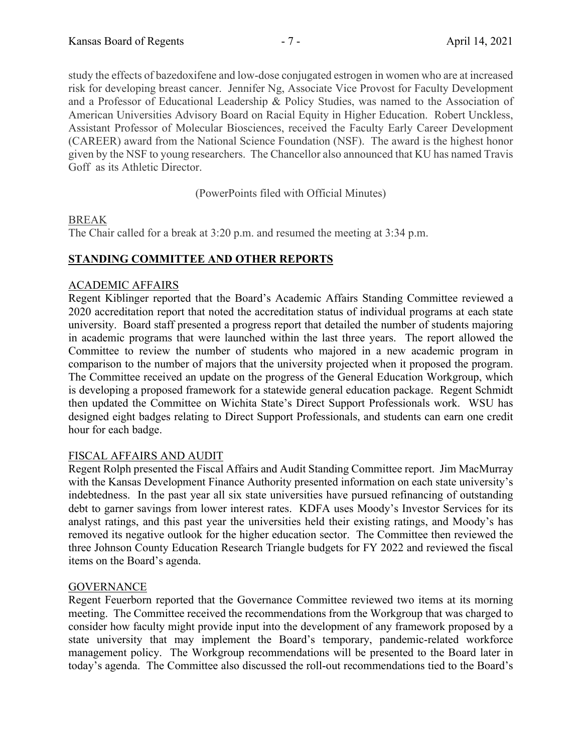study the effects of bazedoxifene and low-dose conjugated estrogen in women who are at increased risk for developing breast cancer. Jennifer Ng, Associate Vice Provost for Faculty Development and a Professor of Educational Leadership & Policy Studies, was named to the Association of American Universities Advisory Board on Racial Equity in Higher Education. Robert Unckless, Assistant Professor of Molecular Biosciences, received the Faculty Early Career Development (CAREER) award from the National Science Foundation (NSF). The award is the highest honor given by the NSF to young researchers. The Chancellor also announced that KU has named Travis Goff as its Athletic Director.

(PowerPoints filed with Official Minutes)

BREAK

The Chair called for a break at 3:20 p.m. and resumed the meeting at 3:34 p.m.

## STANDING COMMITTEE AND OTHER REPORTS

ACADEMIC AFFAIRS

Regent Kiblinger reported that the Board's Academic Affairs Standing Committee reviewed a 2020 accreditation report that noted the accreditation status of individual programs at each state university. Board staff presented a progress report that detailed the number of students majoring in academic programs that were launched within the last three years. The report allowed the Committee to review the number of students who majored in a new academic program in comparison to the number of majors that the university projected when it proposed the program. The Committee received an update on the progress of the General Education Workgroup, which is developing a proposed framework for a statewide general education package. Regent Schmidt then updated the Committee on Wichita State's Direct Support Professionals work. WSU has designed eight badges relating to Direct Support Professionals, and students can earn one credit hour for each badge.

FISCAL AFFAIRS AND AUDIT

Regent Rolph presented the Fiscal Affairs and Audit Standing Committee report. Jim MacMurray with the Kansas Development Finance Authority presented information on each state university's indebtedness. In the past year all six state universities have pursued refinancing of outstanding debt to garner savings from lower interest rates. KDFA uses Moody's Investor Services for its analyst ratings, and this past year the universities held their existing ratings, and Moody's has removed its negative outlook for the higher education sector. The Committee then reviewed the three Johnson County Education Research Triangle budgets for FY 2022 and reviewed the fiscal items on the Board's agenda.

GOVERNANCE

Regent Feuerborn reported that the Governance Committee reviewed two items at its morning meeting. The Committee received the recommendations from the Workgroup that was charged to consider how faculty might provide input into the development of any framework proposed by a state university that may implement the Board's temporary, pandemic-related workforce management policy. The Workgroup recommendations will be presented to the Board later in today's agenda. The Committee also discussed the roll-out recommendations tied to the Board's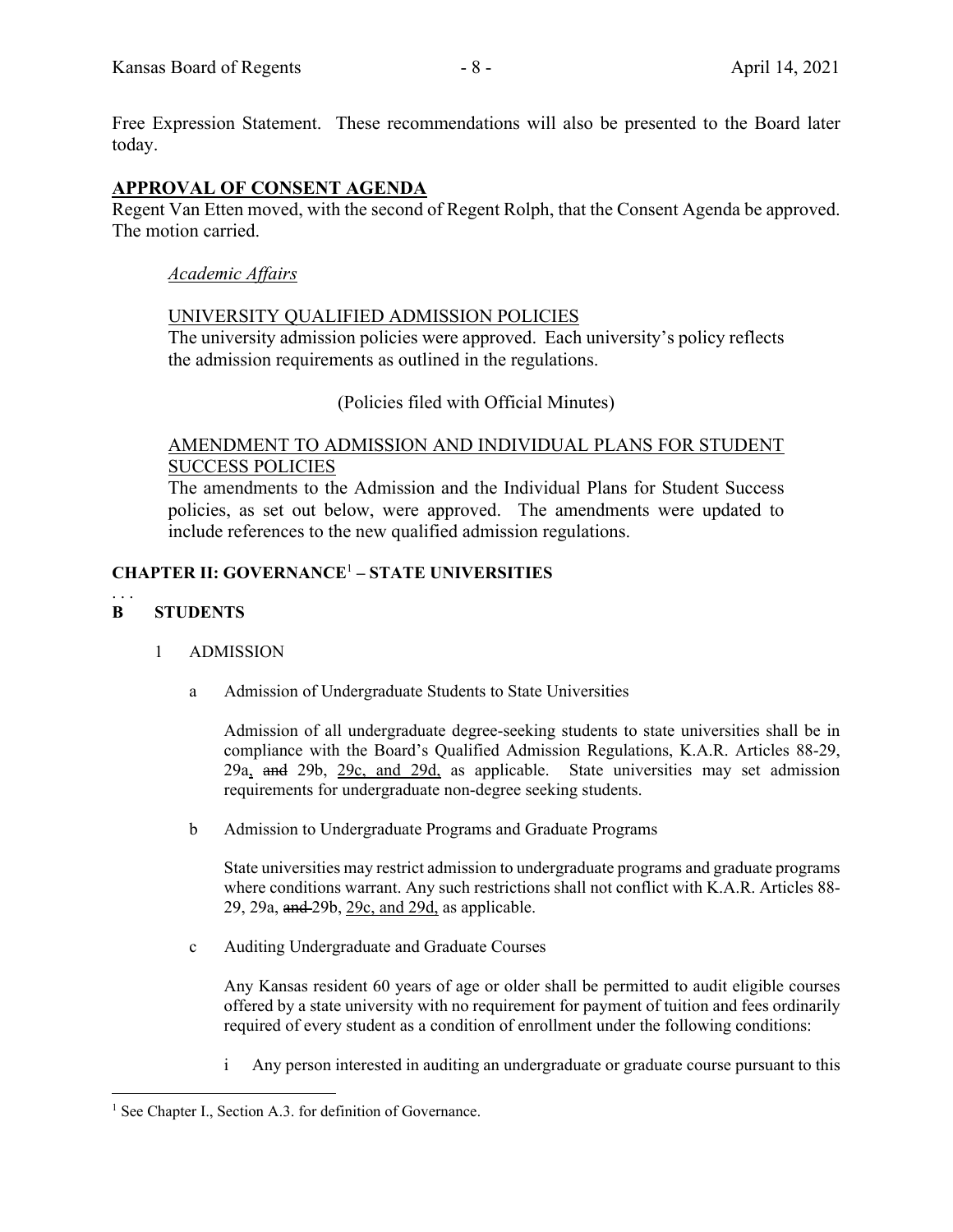Free Expression Statement. These recommendations will also be presented to the Board later today.

## **APPROVAL OF CONSENT AGENDA**

Regent Van Etten moved, with the second of Regent Rolph, that the Consent Agenda be approved. The motion carried.

*Academic Affairs*

UNIVERSITY QUALIFIED ADMISSION POLICIES

The university admission policies were approved. Each university's policy reflects the admission requirements as outlined in the regulations.

(Policies filed with Official Minutes)

AMENDMENT TO ADMISSION AND INDIVIDUAL PLANS FOR STUDENT SUCCESS POLICIES

The amendments to the Admission and the Individual Plans for Student Success policies, as set out below, were approved. The amendments were updated to include references to the new qualified admission regulations.

**CHAPTER II: GOVERNANCE[1] – STATE UNIVERSITIES**

. . .

**B STUDENTS**

1 ADMISSION

a Admission of Undergraduate Students to State Universities

Admission of all undergraduate degree-seeking students to state universities shall be in compliance with the Board's Qualified Admission Regulations, K.A.R. Articles 88-29, 29a, ~~and~~ 29b, 29c, and 29d, as applicable. State universities may set admission requirements for undergraduate non-degree seeking students.

b Admission to Undergraduate Programs and Graduate Programs

State universities may restrict admission to undergraduate programs and graduate programs where conditions warrant. Any such restrictions shall not conflict with K.A.R. Articles 88-29, 29a, ~~and~~ 29b, 29c, and 29d, as applicable.

c Auditing Undergraduate and Graduate Courses

Any Kansas resident 60 years of age or older shall be permitted to audit eligible courses offered by a state university with no requirement for payment of tuition and fees ordinarily required of every student as a condition of enrollment under the following conditions:

i Any person interested in auditing an undergraduate or graduate course pursuant to this

[1] See Chapter I., Section A.3. for definition of Governance.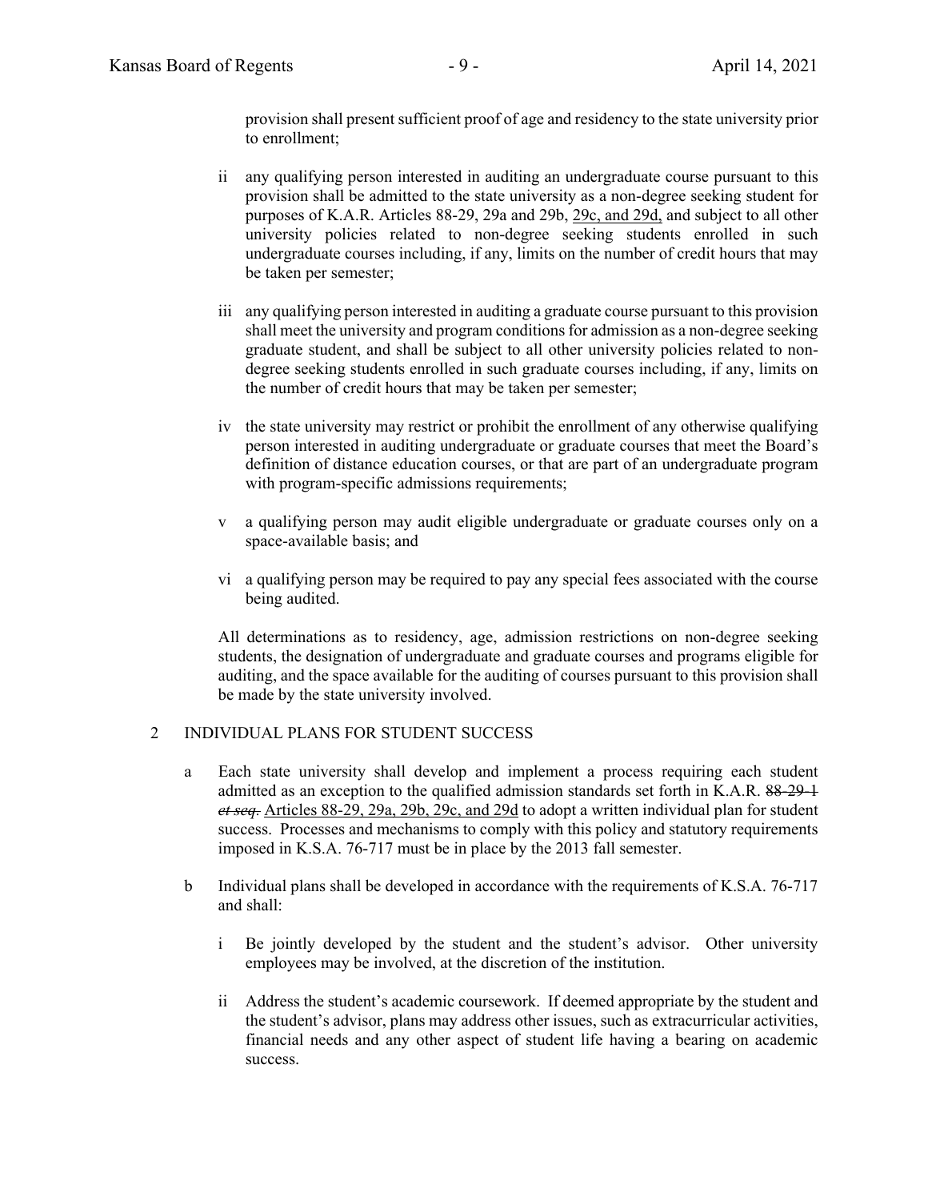provision shall present sufficient proof of age and residency to the state university prior to enrollment;

ii any qualifying person interested in auditing an undergraduate course pursuant to this provision shall be admitted to the state university as a non-degree seeking student for purposes of K.A.R. Articles 88-29, 29a and 29b, <u>29c, and 29d,</u> and subject to all other university policies related to non-degree seeking students enrolled in such undergraduate courses including, if any, limits on the number of credit hours that may be taken per semester;

iii any qualifying person interested in auditing a graduate course pursuant to this provision shall meet the university and program conditions for admission as a non-degree seeking graduate student, and shall be subject to all other university policies related to non-degree seeking students enrolled in such graduate courses including, if any, limits on the number of credit hours that may be taken per semester;

iv the state university may restrict or prohibit the enrollment of any otherwise qualifying person interested in auditing undergraduate or graduate courses that meet the Board's definition of distance education courses, or that are part of an undergraduate program with program-specific admissions requirements;

v a qualifying person may audit eligible undergraduate or graduate courses only on a space-available basis; and

vi a qualifying person may be required to pay any special fees associated with the course being audited.

All determinations as to residency, age, admission restrictions on non-degree seeking students, the designation of undergraduate and graduate courses and programs eligible for auditing, and the space available for the auditing of courses pursuant to this provision shall be made by the state university involved.

2 INDIVIDUAL PLANS FOR STUDENT SUCCESS

a Each state university shall develop and implement a process requiring each student admitted as an exception to the qualified admission standards set forth in K.A.R. ~~88-29-1 *et seq.*~~ <u>Articles 88-29, 29a, 29b, 29c, and 29d</u> to adopt a written individual plan for student success. Processes and mechanisms to comply with this policy and statutory requirements imposed in K.S.A. 76-717 must be in place by the 2013 fall semester.

b Individual plans shall be developed in accordance with the requirements of K.S.A. 76-717 and shall:

i Be jointly developed by the student and the student's advisor. Other university employees may be involved, at the discretion of the institution.

ii Address the student's academic coursework. If deemed appropriate by the student and the student's advisor, plans may address other issues, such as extracurricular activities, financial needs and any other aspect of student life having a bearing on academic success.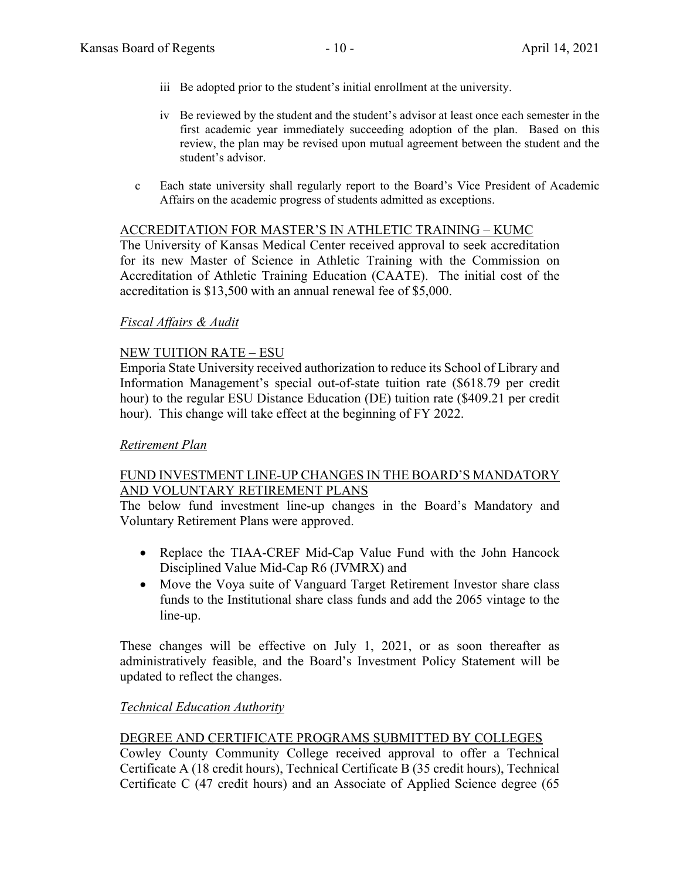iii Be adopted prior to the student's initial enrollment at the university.

iv Be reviewed by the student and the student's advisor at least once each semester in the first academic year immediately succeeding adoption of the plan. Based on this review, the plan may be revised upon mutual agreement between the student and the student's advisor.

c Each state university shall regularly report to the Board's Vice President of Academic Affairs on the academic progress of students admitted as exceptions.

ACCREDITATION FOR MASTER'S IN ATHLETIC TRAINING – KUMC

The University of Kansas Medical Center received approval to seek accreditation for its new Master of Science in Athletic Training with the Commission on Accreditation of Athletic Training Education (CAATE). The initial cost of the accreditation is $13,500 with an annual renewal fee of $5,000.

*Fiscal Affairs & Audit*

NEW TUITION RATE – ESU

Emporia State University received authorization to reduce its School of Library and Information Management's special out-of-state tuition rate ($618.79 per credit hour) to the regular ESU Distance Education (DE) tuition rate ($409.21 per credit hour). This change will take effect at the beginning of FY 2022.

*Retirement Plan*

FUND INVESTMENT LINE-UP CHANGES IN THE BOARD'S MANDATORY AND VOLUNTARY RETIREMENT PLANS

The below fund investment line-up changes in the Board's Mandatory and Voluntary Retirement Plans were approved.

- Replace the TIAA-CREF Mid-Cap Value Fund with the John Hancock Disciplined Value Mid-Cap R6 (JVMRX) and
- Move the Voya suite of Vanguard Target Retirement Investor share class funds to the Institutional share class funds and add the 2065 vintage to the line-up.

These changes will be effective on July 1, 2021, or as soon thereafter as administratively feasible, and the Board's Investment Policy Statement will be updated to reflect the changes.

*Technical Education Authority*

DEGREE AND CERTIFICATE PROGRAMS SUBMITTED BY COLLEGES

Cowley County Community College received approval to offer a Technical Certificate A (18 credit hours), Technical Certificate B (35 credit hours), Technical Certificate C (47 credit hours) and an Associate of Applied Science degree (65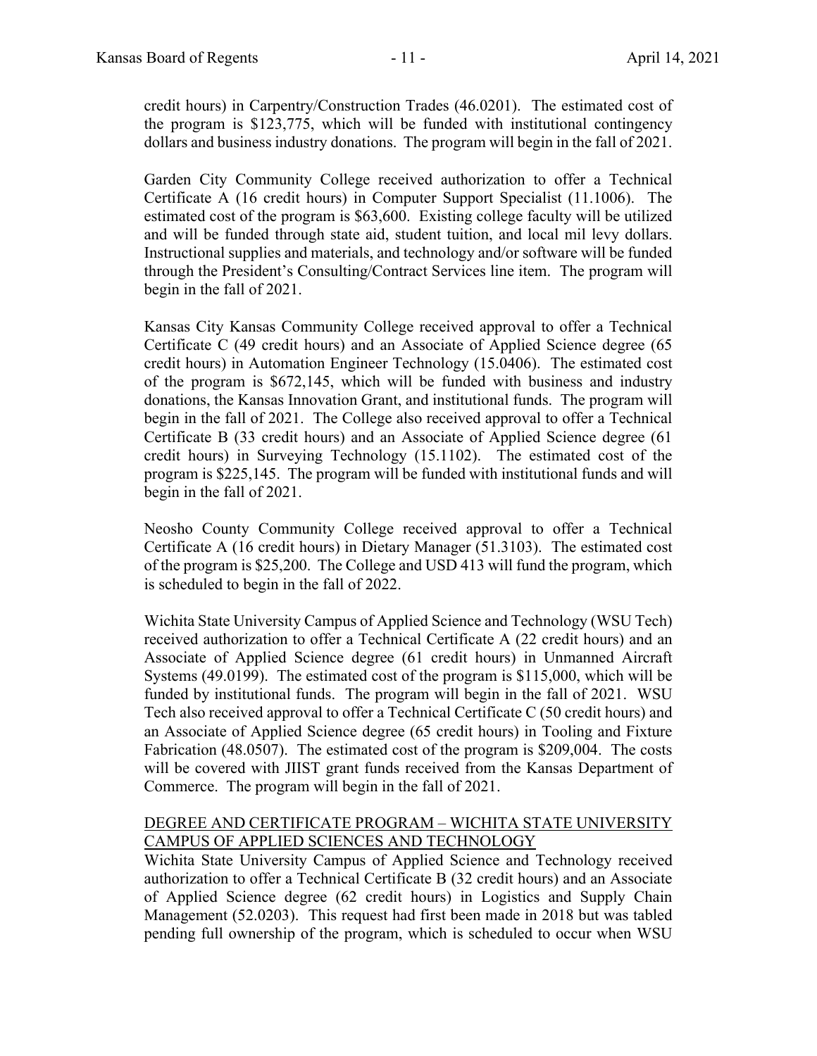credit hours) in Carpentry/Construction Trades (46.0201). The estimated cost of the program is $123,775, which will be funded with institutional contingency dollars and business industry donations. The program will begin in the fall of 2021.

Garden City Community College received authorization to offer a Technical Certificate A (16 credit hours) in Computer Support Specialist (11.1006). The estimated cost of the program is $63,600. Existing college faculty will be utilized and will be funded through state aid, student tuition, and local mil levy dollars. Instructional supplies and materials, and technology and/or software will be funded through the President's Consulting/Contract Services line item. The program will begin in the fall of 2021.

Kansas City Kansas Community College received approval to offer a Technical Certificate C (49 credit hours) and an Associate of Applied Science degree (65 credit hours) in Automation Engineer Technology (15.0406). The estimated cost of the program is $672,145, which will be funded with business and industry donations, the Kansas Innovation Grant, and institutional funds. The program will begin in the fall of 2021. The College also received approval to offer a Technical Certificate B (33 credit hours) and an Associate of Applied Science degree (61 credit hours) in Surveying Technology (15.1102). The estimated cost of the program is $225,145. The program will be funded with institutional funds and will begin in the fall of 2021.

Neosho County Community College received approval to offer a Technical Certificate A (16 credit hours) in Dietary Manager (51.3103). The estimated cost of the program is $25,200. The College and USD 413 will fund the program, which is scheduled to begin in the fall of 2022.

Wichita State University Campus of Applied Science and Technology (WSU Tech) received authorization to offer a Technical Certificate A (22 credit hours) and an Associate of Applied Science degree (61 credit hours) in Unmanned Aircraft Systems (49.0199). The estimated cost of the program is $115,000, which will be funded by institutional funds. The program will begin in the fall of 2021. WSU Tech also received approval to offer a Technical Certificate C (50 credit hours) and an Associate of Applied Science degree (65 credit hours) in Tooling and Fixture Fabrication (48.0507). The estimated cost of the program is $209,004. The costs will be covered with JIIST grant funds received from the Kansas Department of Commerce. The program will begin in the fall of 2021.

<u>DEGREE AND CERTIFICATE PROGRAM – WICHITA STATE UNIVERSITY CAMPUS OF APPLIED SCIENCES AND TECHNOLOGY</u>

Wichita State University Campus of Applied Science and Technology received authorization to offer a Technical Certificate B (32 credit hours) and an Associate of Applied Science degree (62 credit hours) in Logistics and Supply Chain Management (52.0203). This request had first been made in 2018 but was tabled pending full ownership of the program, which is scheduled to occur when WSU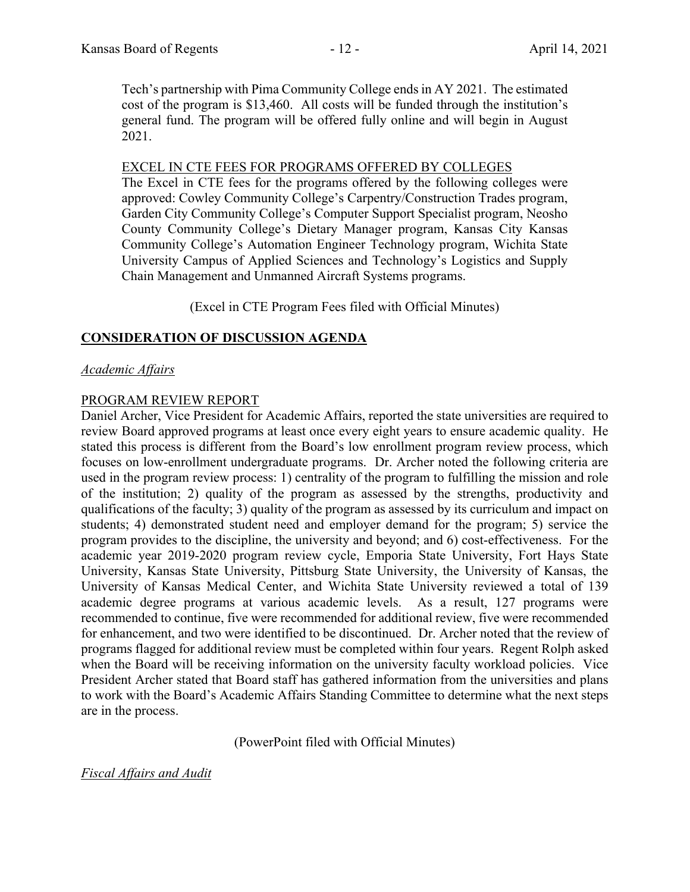Tech's partnership with Pima Community College ends in AY 2021. The estimated cost of the program is $13,460. All costs will be funded through the institution's general fund. The program will be offered fully online and will begin in August 2021.

EXCEL IN CTE FEES FOR PROGRAMS OFFERED BY COLLEGES

The Excel in CTE fees for the programs offered by the following colleges were approved: Cowley Community College's Carpentry/Construction Trades program, Garden City Community College's Computer Support Specialist program, Neosho County Community College's Dietary Manager program, Kansas City Kansas Community College's Automation Engineer Technology program, Wichita State University Campus of Applied Sciences and Technology's Logistics and Supply Chain Management and Unmanned Aircraft Systems programs.

(Excel in CTE Program Fees filed with Official Minutes)

## CONSIDERATION OF DISCUSSION AGENDA

*Academic Affairs*

PROGRAM REVIEW REPORT

Daniel Archer, Vice President for Academic Affairs, reported the state universities are required to review Board approved programs at least once every eight years to ensure academic quality. He stated this process is different from the Board's low enrollment program review process, which focuses on low-enrollment undergraduate programs. Dr. Archer noted the following criteria are used in the program review process: 1) centrality of the program to fulfilling the mission and role of the institution; 2) quality of the program as assessed by the strengths, productivity and qualifications of the faculty; 3) quality of the program as assessed by its curriculum and impact on students; 4) demonstrated student need and employer demand for the program; 5) service the program provides to the discipline, the university and beyond; and 6) cost-effectiveness. For the academic year 2019-2020 program review cycle, Emporia State University, Fort Hays State University, Kansas State University, Pittsburg State University, the University of Kansas, the University of Kansas Medical Center, and Wichita State University reviewed a total of 139 academic degree programs at various academic levels. As a result, 127 programs were recommended to continue, five were recommended for additional review, five were recommended for enhancement, and two were identified to be discontinued. Dr. Archer noted that the review of programs flagged for additional review must be completed within four years. Regent Rolph asked when the Board will be receiving information on the university faculty workload policies. Vice President Archer stated that Board staff has gathered information from the universities and plans to work with the Board's Academic Affairs Standing Committee to determine what the next steps are in the process.

(PowerPoint filed with Official Minutes)

*Fiscal Affairs and Audit*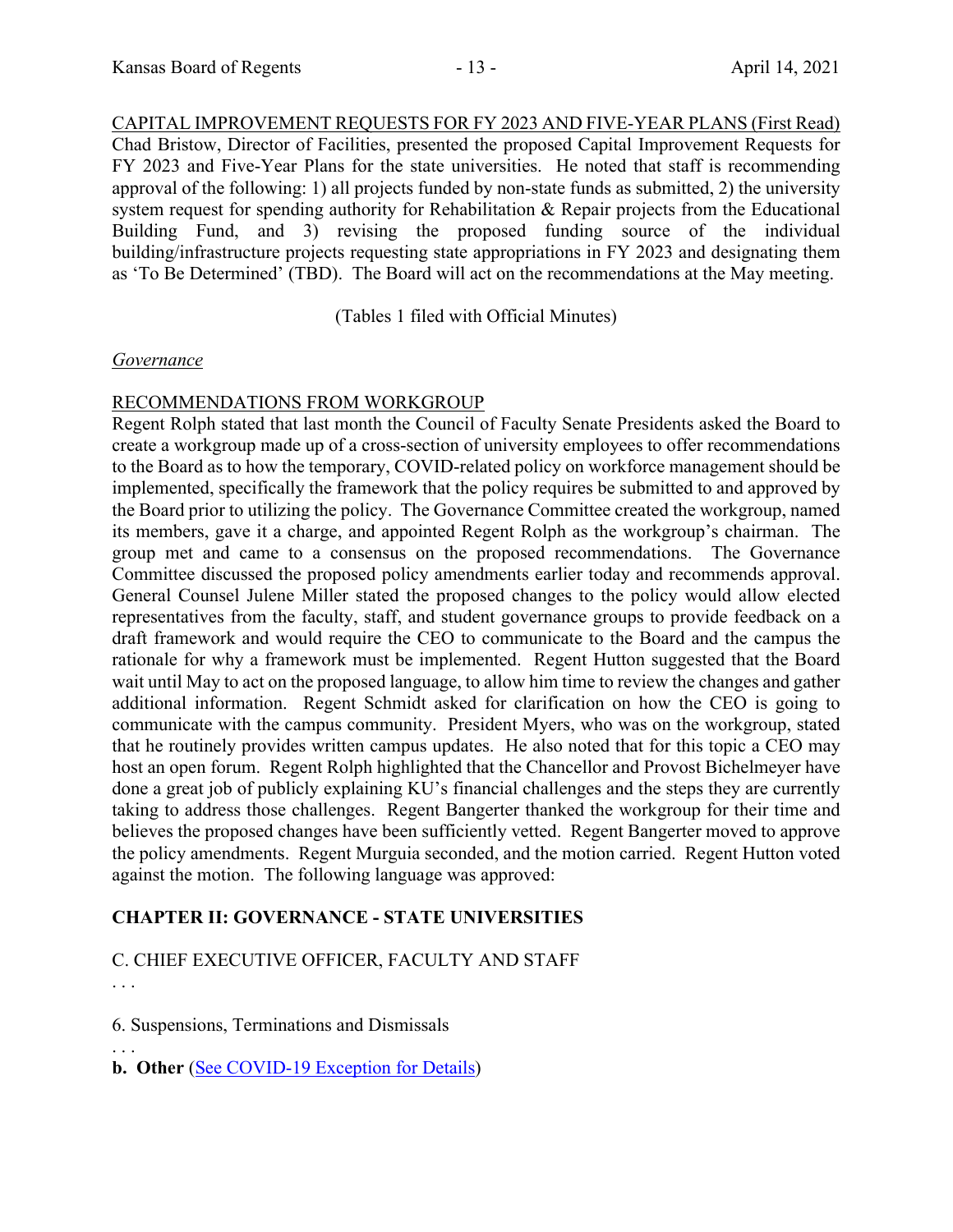CAPITAL IMPROVEMENT REQUESTS FOR FY 2023 AND FIVE-YEAR PLANS (First Read)

Chad Bristow, Director of Facilities, presented the proposed Capital Improvement Requests for FY 2023 and Five-Year Plans for the state universities. He noted that staff is recommending approval of the following: 1) all projects funded by non-state funds as submitted, 2) the university system request for spending authority for Rehabilitation & Repair projects from the Educational Building Fund, and 3) revising the proposed funding source of the individual building/infrastructure projects requesting state appropriations in FY 2023 and designating them as 'To Be Determined' (TBD). The Board will act on the recommendations at the May meeting.

(Tables 1 filed with Official Minutes)

*Governance*

RECOMMENDATIONS FROM WORKGROUP

Regent Rolph stated that last month the Council of Faculty Senate Presidents asked the Board to create a workgroup made up of a cross-section of university employees to offer recommendations to the Board as to how the temporary, COVID-related policy on workforce management should be implemented, specifically the framework that the policy requires be submitted to and approved by the Board prior to utilizing the policy. The Governance Committee created the workgroup, named its members, gave it a charge, and appointed Regent Rolph as the workgroup's chairman. The group met and came to a consensus on the proposed recommendations. The Governance Committee discussed the proposed policy amendments earlier today and recommends approval. General Counsel Julene Miller stated the proposed changes to the policy would allow elected representatives from the faculty, staff, and student governance groups to provide feedback on a draft framework and would require the CEO to communicate to the Board and the campus the rationale for why a framework must be implemented. Regent Hutton suggested that the Board wait until May to act on the proposed language, to allow him time to review the changes and gather additional information. Regent Schmidt asked for clarification on how the CEO is going to communicate with the campus community. President Myers, who was on the workgroup, stated that he routinely provides written campus updates. He also noted that for this topic a CEO may host an open forum. Regent Rolph highlighted that the Chancellor and Provost Bichelmeyer have done a great job of publicly explaining KU's financial challenges and the steps they are currently taking to address those challenges. Regent Bangerter thanked the workgroup for their time and believes the proposed changes have been sufficiently vetted. Regent Bangerter moved to approve the policy amendments. Regent Murguia seconded, and the motion carried. Regent Hutton voted against the motion. The following language was approved:

**CHAPTER II: GOVERNANCE - STATE UNIVERSITIES**

C. CHIEF EXECUTIVE OFFICER, FACULTY AND STAFF

. . .

6. Suspensions, Terminations and Dismissals

. . .

**b. Other** (See COVID-19 Exception for Details)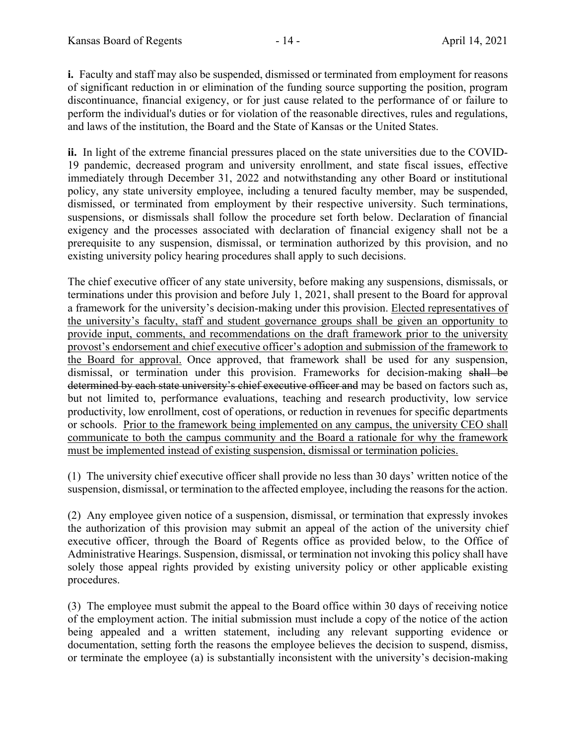**i.** Faculty and staff may also be suspended, dismissed or terminated from employment for reasons of significant reduction in or elimination of the funding source supporting the position, program discontinuance, financial exigency, or for just cause related to the performance of or failure to perform the individual's duties or for violation of the reasonable directives, rules and regulations, and laws of the institution, the Board and the State of Kansas or the United States.

**ii.** In light of the extreme financial pressures placed on the state universities due to the COVID-19 pandemic, decreased program and university enrollment, and state fiscal issues, effective immediately through December 31, 2022 and notwithstanding any other Board or institutional policy, any state university employee, including a tenured faculty member, may be suspended, dismissed, or terminated from employment by their respective university. Such terminations, suspensions, or dismissals shall follow the procedure set forth below. Declaration of financial exigency and the processes associated with declaration of financial exigency shall not be a prerequisite to any suspension, dismissal, or termination authorized by this provision, and no existing university policy hearing procedures shall apply to such decisions.

The chief executive officer of any state university, before making any suspensions, dismissals, or terminations under this provision and before July 1, 2021, shall present to the Board for approval a framework for the university's decision-making under this provision. <u>Elected representatives of the university's faculty, staff and student governance groups shall be given an opportunity to provide input, comments, and recommendations on the draft framework prior to the university provost's endorsement and chief executive officer's adoption and submission of the framework to the Board for approval.</u> Once approved, that framework shall be used for any suspension, dismissal, or termination under this provision. Frameworks for decision-making ~~shall be determined by each state university's chief executive officer and~~ may be based on factors such as, but not limited to, performance evaluations, teaching and research productivity, low service productivity, low enrollment, cost of operations, or reduction in revenues for specific departments or schools. <u>Prior to the framework being implemented on any campus, the university CEO shall communicate to both the campus community and the Board a rationale for why the framework must be implemented instead of existing suspension, dismissal or termination policies.</u>

(1) The university chief executive officer shall provide no less than 30 days' written notice of the suspension, dismissal, or termination to the affected employee, including the reasons for the action.

(2) Any employee given notice of a suspension, dismissal, or termination that expressly invokes the authorization of this provision may submit an appeal of the action of the university chief executive officer, through the Board of Regents office as provided below, to the Office of Administrative Hearings. Suspension, dismissal, or termination not invoking this policy shall have solely those appeal rights provided by existing university policy or other applicable existing procedures.

(3) The employee must submit the appeal to the Board office within 30 days of receiving notice of the employment action. The initial submission must include a copy of the notice of the action being appealed and a written statement, including any relevant supporting evidence or documentation, setting forth the reasons the employee believes the decision to suspend, dismiss, or terminate the employee (a) is substantially inconsistent with the university's decision-making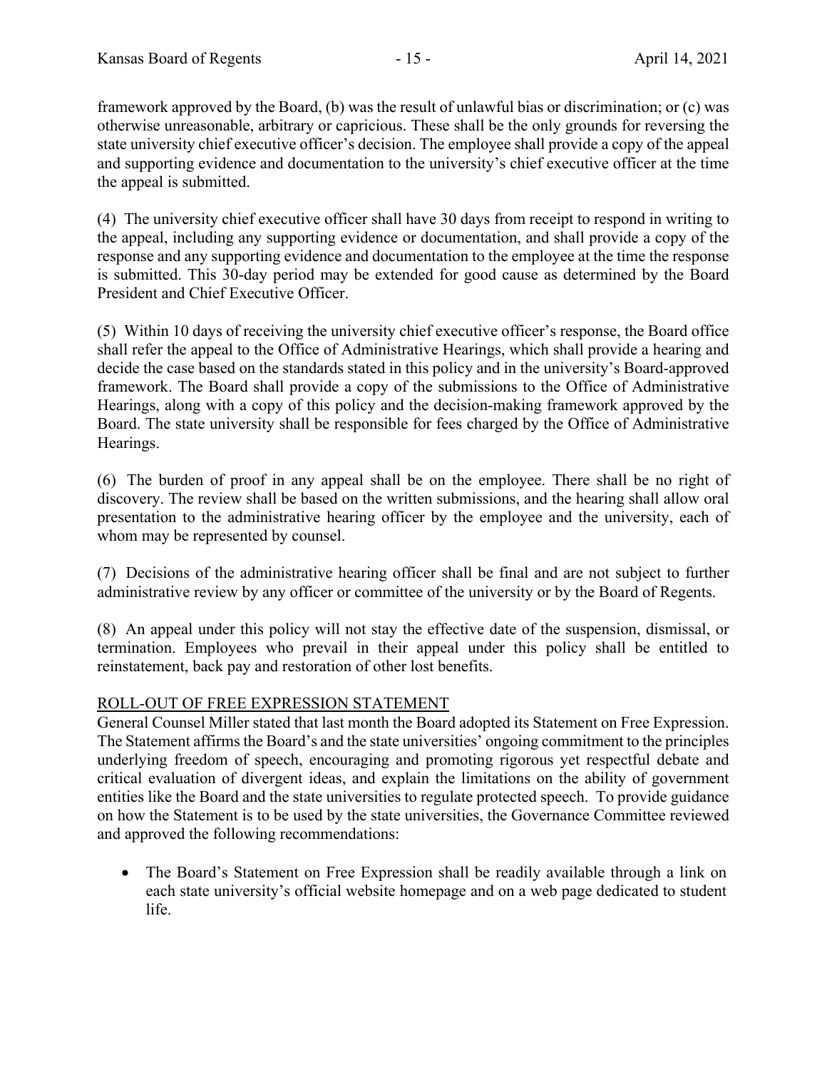framework approved by the Board, (b) was the result of unlawful bias or discrimination; or (c) was otherwise unreasonable, arbitrary or capricious. These shall be the only grounds for reversing the state university chief executive officer's decision. The employee shall provide a copy of the appeal and supporting evidence and documentation to the university's chief executive officer at the time the appeal is submitted.

(4) The university chief executive officer shall have 30 days from receipt to respond in writing to the appeal, including any supporting evidence or documentation, and shall provide a copy of the response and any supporting evidence and documentation to the employee at the time the response is submitted. This 30-day period may be extended for good cause as determined by the Board President and Chief Executive Officer.

(5) Within 10 days of receiving the university chief executive officer's response, the Board office shall refer the appeal to the Office of Administrative Hearings, which shall provide a hearing and decide the case based on the standards stated in this policy and in the university's Board-approved framework. The Board shall provide a copy of the submissions to the Office of Administrative Hearings, along with a copy of this policy and the decision-making framework approved by the Board. The state university shall be responsible for fees charged by the Office of Administrative Hearings.

(6) The burden of proof in any appeal shall be on the employee. There shall be no right of discovery. The review shall be based on the written submissions, and the hearing shall allow oral presentation to the administrative hearing officer by the employee and the university, each of whom may be represented by counsel.

(7) Decisions of the administrative hearing officer shall be final and are not subject to further administrative review by any officer or committee of the university or by the Board of Regents.

(8) An appeal under this policy will not stay the effective date of the suspension, dismissal, or termination. Employees who prevail in their appeal under this policy shall be entitled to reinstatement, back pay and restoration of other lost benefits.

## ROLL-OUT OF FREE EXPRESSION STATEMENT

General Counsel Miller stated that last month the Board adopted its Statement on Free Expression. The Statement affirms the Board's and the state universities' ongoing commitment to the principles underlying freedom of speech, encouraging and promoting rigorous yet respectful debate and critical evaluation of divergent ideas, and explain the limitations on the ability of government entities like the Board and the state universities to regulate protected speech. To provide guidance on how the Statement is to be used by the state universities, the Governance Committee reviewed and approved the following recommendations:

- The Board's Statement on Free Expression shall be readily available through a link on each state university's official website homepage and on a web page dedicated to student life.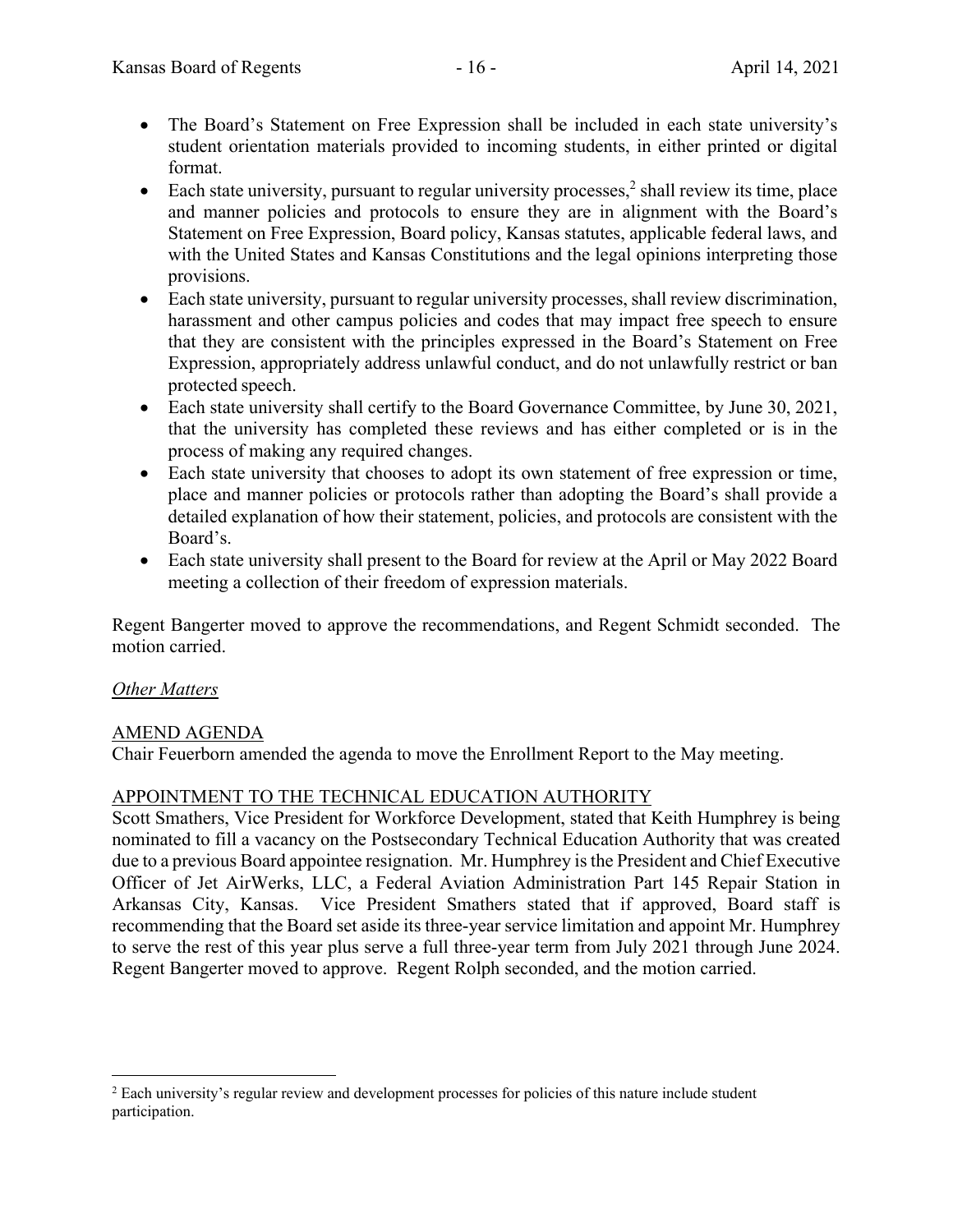- The Board's Statement on Free Expression shall be included in each state university's student orientation materials provided to incoming students, in either printed or digital format.
- Each state university, pursuant to regular university processes,[2] shall review its time, place and manner policies and protocols to ensure they are in alignment with the Board's Statement on Free Expression, Board policy, Kansas statutes, applicable federal laws, and with the United States and Kansas Constitutions and the legal opinions interpreting those provisions.
- Each state university, pursuant to regular university processes, shall review discrimination, harassment and other campus policies and codes that may impact free speech to ensure that they are consistent with the principles expressed in the Board's Statement on Free Expression, appropriately address unlawful conduct, and do not unlawfully restrict or ban protected speech.
- Each state university shall certify to the Board Governance Committee, by June 30, 2021, that the university has completed these reviews and has either completed or is in the process of making any required changes.
- Each state university that chooses to adopt its own statement of free expression or time, place and manner policies or protocols rather than adopting the Board's shall provide a detailed explanation of how their statement, policies, and protocols are consistent with the Board's.
- Each state university shall present to the Board for review at the April or May 2022 Board meeting a collection of their freedom of expression materials.

Regent Bangerter moved to approve the recommendations, and Regent Schmidt seconded. The motion carried.

*Other Matters*

AMEND AGENDA

Chair Feuerborn amended the agenda to move the Enrollment Report to the May meeting.

APPOINTMENT TO THE TECHNICAL EDUCATION AUTHORITY

Scott Smathers, Vice President for Workforce Development, stated that Keith Humphrey is being nominated to fill a vacancy on the Postsecondary Technical Education Authority that was created due to a previous Board appointee resignation. Mr. Humphrey is the President and Chief Executive Officer of Jet AirWerks, LLC, a Federal Aviation Administration Part 145 Repair Station in Arkansas City, Kansas. Vice President Smathers stated that if approved, Board staff is recommending that the Board set aside its three-year service limitation and appoint Mr. Humphrey to serve the rest of this year plus serve a full three-year term from July 2021 through June 2024. Regent Bangerter moved to approve. Regent Rolph seconded, and the motion carried.

[2] Each university's regular review and development processes for policies of this nature include student participation.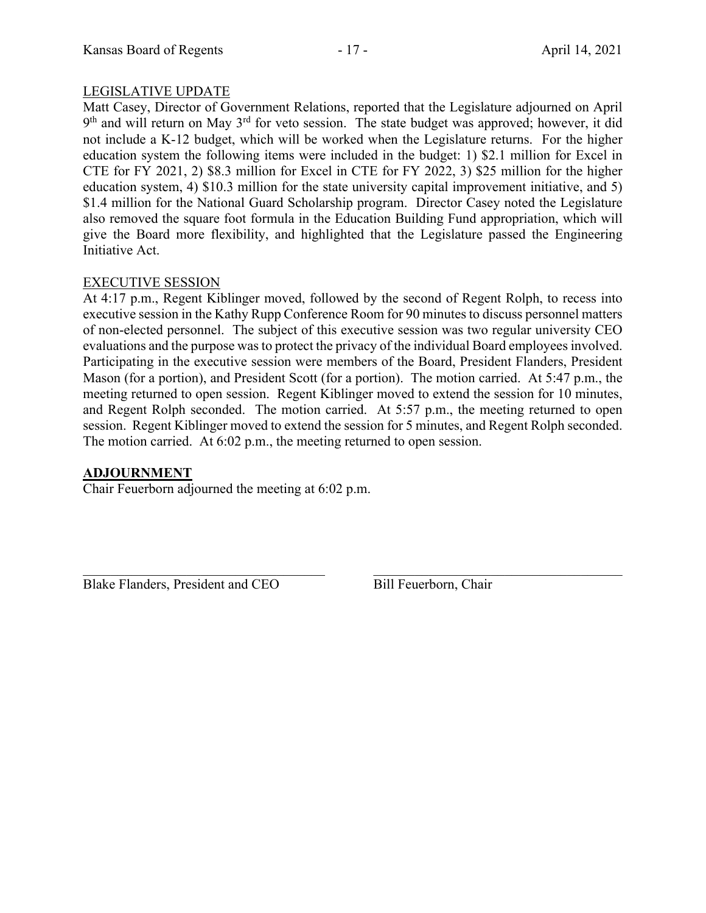LEGISLATIVE UPDATE

Matt Casey, Director of Government Relations, reported that the Legislature adjourned on April 9th and will return on May 3rd for veto session. The state budget was approved; however, it did not include a K-12 budget, which will be worked when the Legislature returns. For the higher education system the following items were included in the budget: 1) $2.1 million for Excel in CTE for FY 2021, 2) $8.3 million for Excel in CTE for FY 2022, 3) $25 million for the higher education system, 4) $10.3 million for the state university capital improvement initiative, and 5) $1.4 million for the National Guard Scholarship program. Director Casey noted the Legislature also removed the square foot formula in the Education Building Fund appropriation, which will give the Board more flexibility, and highlighted that the Legislature passed the Engineering Initiative Act.

EXECUTIVE SESSION

At 4:17 p.m., Regent Kiblinger moved, followed by the second of Regent Rolph, to recess into executive session in the Kathy Rupp Conference Room for 90 minutes to discuss personnel matters of non-elected personnel. The subject of this executive session was two regular university CEO evaluations and the purpose was to protect the privacy of the individual Board employees involved. Participating in the executive session were members of the Board, President Flanders, President Mason (for a portion), and President Scott (for a portion). The motion carried. At 5:47 p.m., the meeting returned to open session. Regent Kiblinger moved to extend the session for 10 minutes, and Regent Rolph seconded. The motion carried. At 5:57 p.m., the meeting returned to open session. Regent Kiblinger moved to extend the session for 5 minutes, and Regent Rolph seconded. The motion carried. At 6:02 p.m., the meeting returned to open session.

**ADJOURNMENT**

Chair Feuerborn adjourned the meeting at 6:02 p.m.

\_\_\_\_\_\_\_\_\_\_\_\_\_\_\_\_\_\_\_\_\_\_\_\_\_\_\_\_\_\_\_\_\_\_\_\_

Blake Flanders, President and CEO

\_\_\_\_\_\_\_\_\_\_\_\_\_\_\_\_\_\_\_\_\_\_\_\_\_\_\_\_\_\_\_\_\_\_\_\_

Bill Feuerborn, Chair